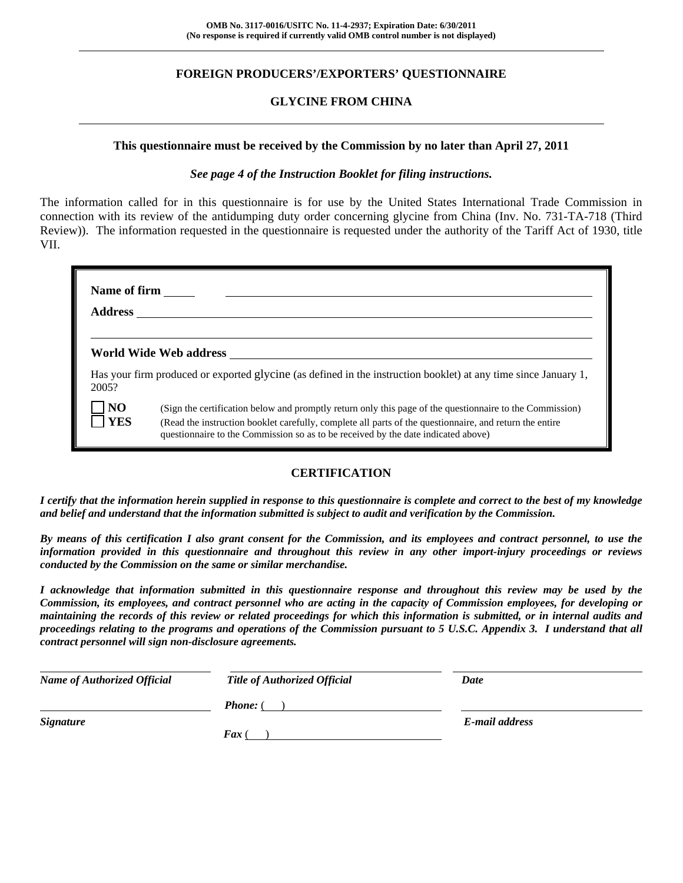**OMB No. 3117-0016/USITC No. 11-4-2937; Expiration Date: 6/30/2011**
**(No response is required if currently valid OMB control number is not displayed)**

---

## FOREIGN PRODUCERS'/EXPORTERS' QUESTIONNAIRE

## GLYCINE FROM CHINA

---

**This questionnaire must be received by the Commission by no later than April 27, 2011**

***See page 4 of the Instruction Booklet for filing instructions.***

The information called for in this questionnaire is for use by the United States International Trade Commission in connection with its review of the antidumping duty order concerning glycine from China (Inv. No. 731-TA-718 (Third Review)). The information requested in the questionnaire is requested under the authority of the Tariff Act of 1930, title VII.

**Name of firm** ______________________________

**Address** ______________________________

______________________________

**World Wide Web address** ______________________________

Has your firm produced or exported glycine (as defined in the instruction booklet) at any time since January 1, 2005?

☐ **NO** (Sign the certification below and promptly return only this page of the questionnaire to the Commission)

☐ **YES** (Read the instruction booklet carefully, complete all parts of the questionnaire, and return the entire questionnaire to the Commission so as to be received by the date indicated above)

### CERTIFICATION

***I certify that the information herein supplied in response to this questionnaire is complete and correct to the best of my knowledge and belief and understand that the information submitted is subject to audit and verification by the Commission.***

***By means of this certification I also grant consent for the Commission, and its employees and contract personnel, to use the information provided in this questionnaire and throughout this review in any other import-injury proceedings or reviews conducted by the Commission on the same or similar merchandise.***

***I acknowledge that information submitted in this questionnaire response and throughout this review may be used by the Commission, its employees, and contract personnel who are acting in the capacity of Commission employees, for developing or maintaining the records of this review or related proceedings for which this information is submitted, or in internal audits and proceedings relating to the programs and operations of the Commission pursuant to 5 U.S.C. Appendix 3. I understand that all contract personnel will sign non-disclosure agreements.***

| ______________________________ | ______________________________ | ______________________________ |
|---|---|---|
| ***Name of Authorized Official*** | ***Title of Authorized Official*** | ***Date*** |
| ______________________________ | ***Phone:*** ( ) ______________________ | ______________________________ |
| ***Signature*** | ***Fax*** ( ) ______________________ | ***E-mail address*** |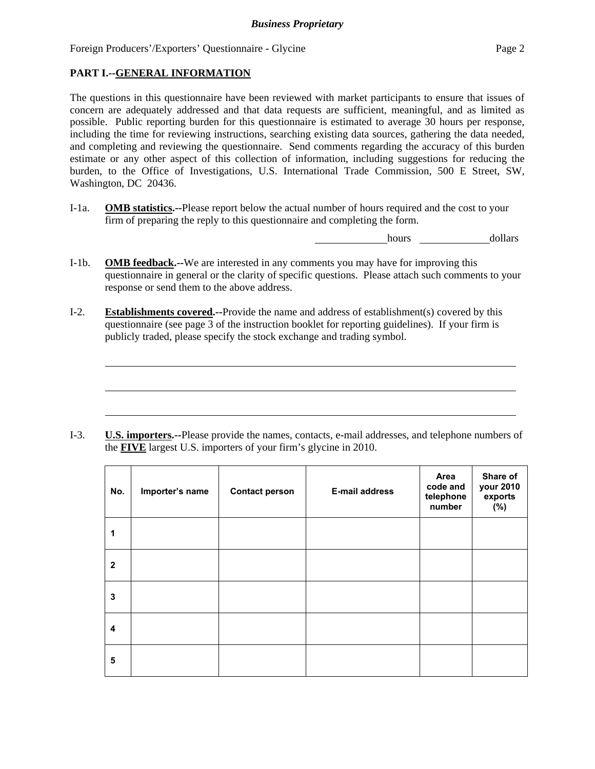## PART I.--GENERAL INFORMATION

The questions in this questionnaire have been reviewed with market participants to ensure that issues of concern are adequately addressed and that data requests are sufficient, meaningful, and as limited as possible. Public reporting burden for this questionnaire is estimated to average 30 hours per response, including the time for reviewing instructions, searching existing data sources, gathering the data needed, and completing and reviewing the questionnaire. Send comments regarding the accuracy of this burden estimate or any other aspect of this collection of information, including suggestions for reducing the burden, to the Office of Investigations, U.S. International Trade Commission, 500 E Street, SW, Washington, DC 20436.

I-1a. **OMB statistics.--**Please report below the actual number of hours required and the cost to your firm of preparing the reply to this questionnaire and completing the form.

______________hours ______________dollars

I-1b. **OMB feedback.--**We are interested in any comments you may have for improving this questionnaire in general or the clarity of specific questions. Please attach such comments to your response or send them to the above address.

I-2. **Establishments covered.--**Provide the name and address of establishment(s) covered by this questionnaire (see page 3 of the instruction booklet for reporting guidelines). If your firm is publicly traded, please specify the stock exchange and trading symbol.

________________________________________________________________________________

________________________________________________________________________________

________________________________________________________________________________

I-3. **U.S. importers.--**Please provide the names, contacts, e-mail addresses, and telephone numbers of the **FIVE** largest U.S. importers of your firm's glycine in 2010.

| No. | Importer's name | Contact person | E-mail address | Area code and telephone number | Share of your 2010 exports (%) |
|---|---|---|---|---|---|
| 1 | | | | | |
| 2 | | | | | |
| 3 | | | | | |
| 4 | | | | | |
| 5 | | | | | |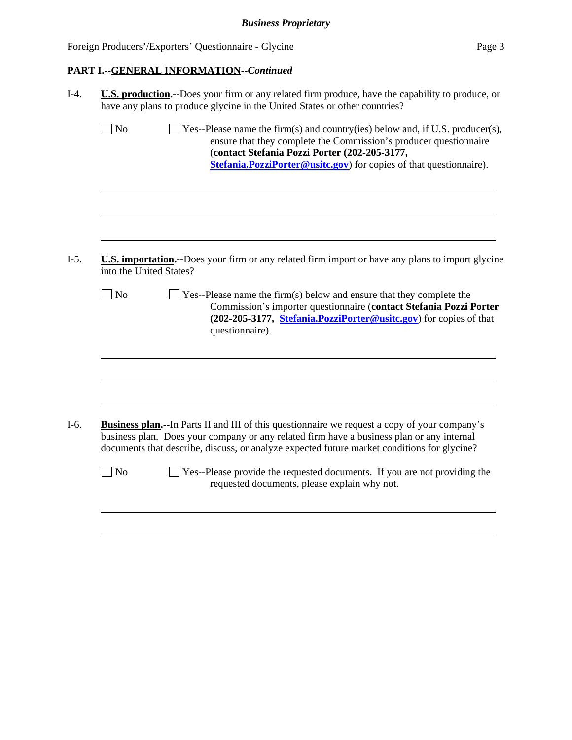## PART I.--GENERAL INFORMATION--*Continued*

I-4. **U.S. production.**--Does your firm or any related firm produce, have the capability to produce, or have any plans to produce glycine in the United States or other countries?

☐ No ☐ Yes--Please name the firm(s) and country(ies) below and, if U.S. producer(s), ensure that they complete the Commission's producer questionnaire (**contact Stefania Pozzi Porter (202-205-3177, Stefania.PozziPorter@usitc.gov**) for copies of that questionnaire).

______________________________________________________________________

______________________________________________________________________

______________________________________________________________________

I-5. **U.S. importation.**--Does your firm or any related firm import or have any plans to import glycine into the United States?

☐ No ☐ Yes--Please name the firm(s) below and ensure that they complete the Commission's importer questionnaire (**contact Stefania Pozzi Porter (202-205-3177, Stefania.PozziPorter@usitc.gov**) for copies of that questionnaire).

______________________________________________________________________

______________________________________________________________________

______________________________________________________________________

I-6. **Business plan.**--In Parts II and III of this questionnaire we request a copy of your company's business plan. Does your company or any related firm have a business plan or any internal documents that describe, discuss, or analyze expected future market conditions for glycine?

☐ No ☐ Yes--Please provide the requested documents. If you are not providing the requested documents, please explain why not.

______________________________________________________________________

______________________________________________________________________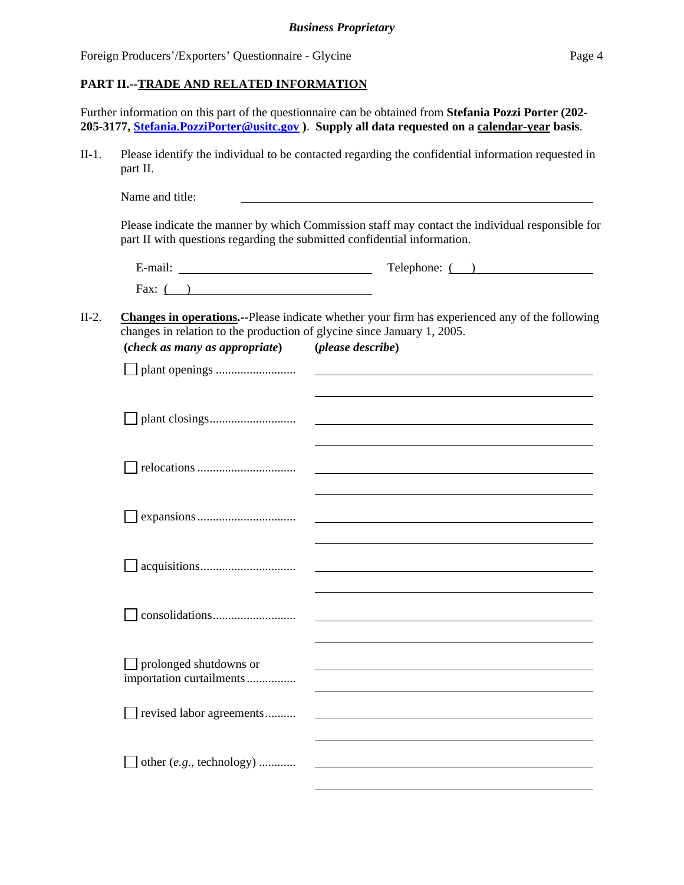## PART II.--TRADE AND RELATED INFORMATION

Further information on this part of the questionnaire can be obtained from **Stefania Pozzi Porter (202-205-3177, Stefania.PozziPorter@usitc.gov ). Supply all data requested on a calendar-year basis**.

II-1. Please identify the individual to be contacted regarding the confidential information requested in part II.

Name and title: ______________________________

Please indicate the manner by which Commission staff may contact the individual responsible for part II with questions regarding the submitted confidential information.

E-mail: ______________________ Telephone: (   ) ______________________

Fax: (   ) ______________________

II-2. **Changes in operations.--**Please indicate whether your firm has experienced any of the following changes in relation to the production of glycine since January 1, 2005.

| (*check as many as appropriate*) | (*please describe*) |
|---|---|
| ☐ plant openings .......................... | |
| ☐ plant closings............................ | |
| ☐ relocations ................................ | |
| ☐ expansions ................................ | |
| ☐ acquisitions............................... | |
| ☐ consolidations........................... | |
| ☐ prolonged shutdowns or importation curtailments................ | |
| ☐ revised labor agreements.......... | |
| ☐ other (*e.g.*, technology) ............ | |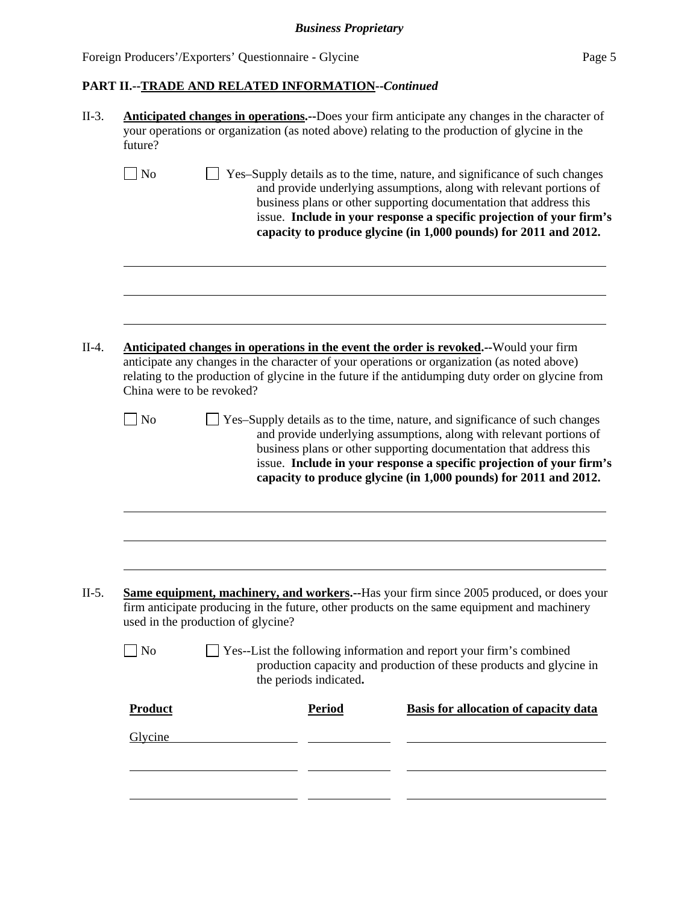**PART II.--TRADE AND RELATED INFORMATION--*Continued***

II-3. **Anticipated changes in operations.--**Does your firm anticipate any changes in the character of your operations or organization (as noted above) relating to the production of glycine in the future?

☐ No ☐ Yes–Supply details as to the time, nature, and significance of such changes and provide underlying assumptions, along with relevant portions of business plans or other supporting documentation that address this issue. **Include in your response a specific projection of your firm's capacity to produce glycine (in 1,000 pounds) for 2011 and 2012.**

II-4. **Anticipated changes in operations in the event the order is revoked.--**Would your firm anticipate any changes in the character of your operations or organization (as noted above) relating to the production of glycine in the future if the antidumping duty order on glycine from China were to be revoked?

☐ No ☐ Yes–Supply details as to the time, nature, and significance of such changes and provide underlying assumptions, along with relevant portions of business plans or other supporting documentation that address this issue. **Include in your response a specific projection of your firm's capacity to produce glycine (in 1,000 pounds) for 2011 and 2012.**

II-5. **Same equipment, machinery, and workers.--**Has your firm since 2005 produced, or does your firm anticipate producing in the future, other products on the same equipment and machinery used in the production of glycine?

☐ No ☐ Yes--List the following information and report your firm's combined production capacity and production of these products and glycine in the periods indicated**.**

| Product | Period | Basis for allocation of capacity data |
|---|---|---|
| Glycine | | |
| | | |
| | | |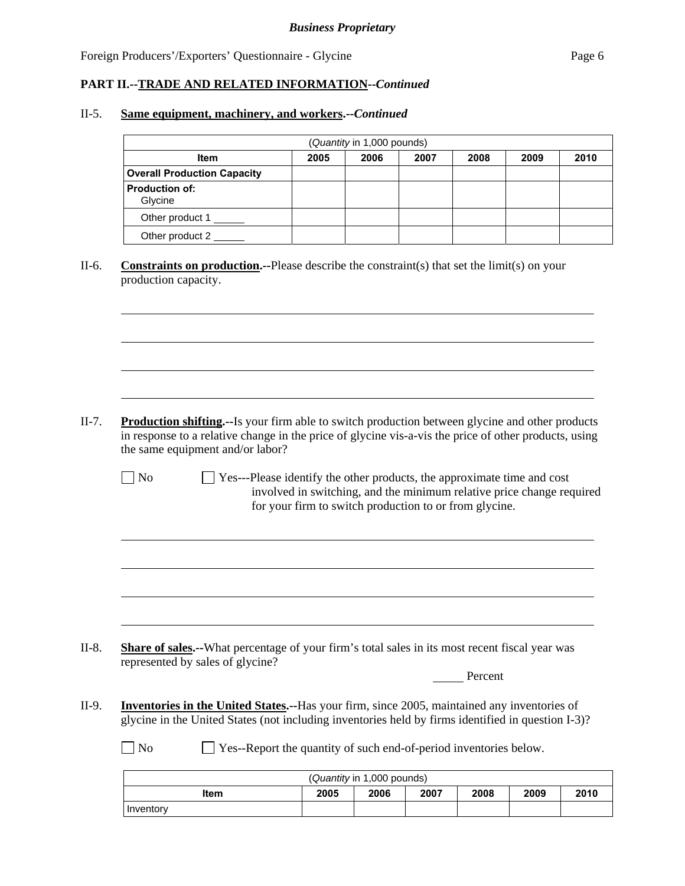**Business Proprietary**

Foreign Producers'/Exporters' Questionnaire - Glycine

**PART II.--TRADE AND RELATED INFORMATION--*Continued***

II-5. **Same equipment, machinery, and workers.--*Continued***

| (*Quantity* in 1,000 pounds) | | | | | | |
|---|---|---|---|---|---|---|
| **Item** | **2005** | **2006** | **2007** | **2008** | **2009** | **2010** |
| **Overall Production Capacity** | | | | | | |
| **Production of:** Glycine | | | | | | |
| Other product 1 ______ | | | | | | |
| Other product 2 ______ | | | | | | |

II-6. **Constraints on production.--**Please describe the constraint(s) that set the limit(s) on your production capacity.

II-7. **Production shifting.--**Is your firm able to switch production between glycine and other products in response to a relative change in the price of glycine vis-a-vis the price of other products, using the same equipment and/or labor?

☐ No ☐ Yes---Please identify the other products, the approximate time and cost involved in switching, and the minimum relative price change required for your firm to switch production to or from glycine.

II-8. **Share of sales.--**What percentage of your firm's total sales in its most recent fiscal year was represented by sales of glycine?

_____ Percent

II-9. **Inventories in the United States.--**Has your firm, since 2005, maintained any inventories of glycine in the United States (not including inventories held by firms identified in question I-3)?

☐ No ☐ Yes--Report the quantity of such end-of-period inventories below.

| (*Quantity* in 1,000 pounds) | | | | | | |
|---|---|---|---|---|---|---|
| **Item** | **2005** | **2006** | **2007** | **2008** | **2009** | **2010** |
| Inventory | | | | | | |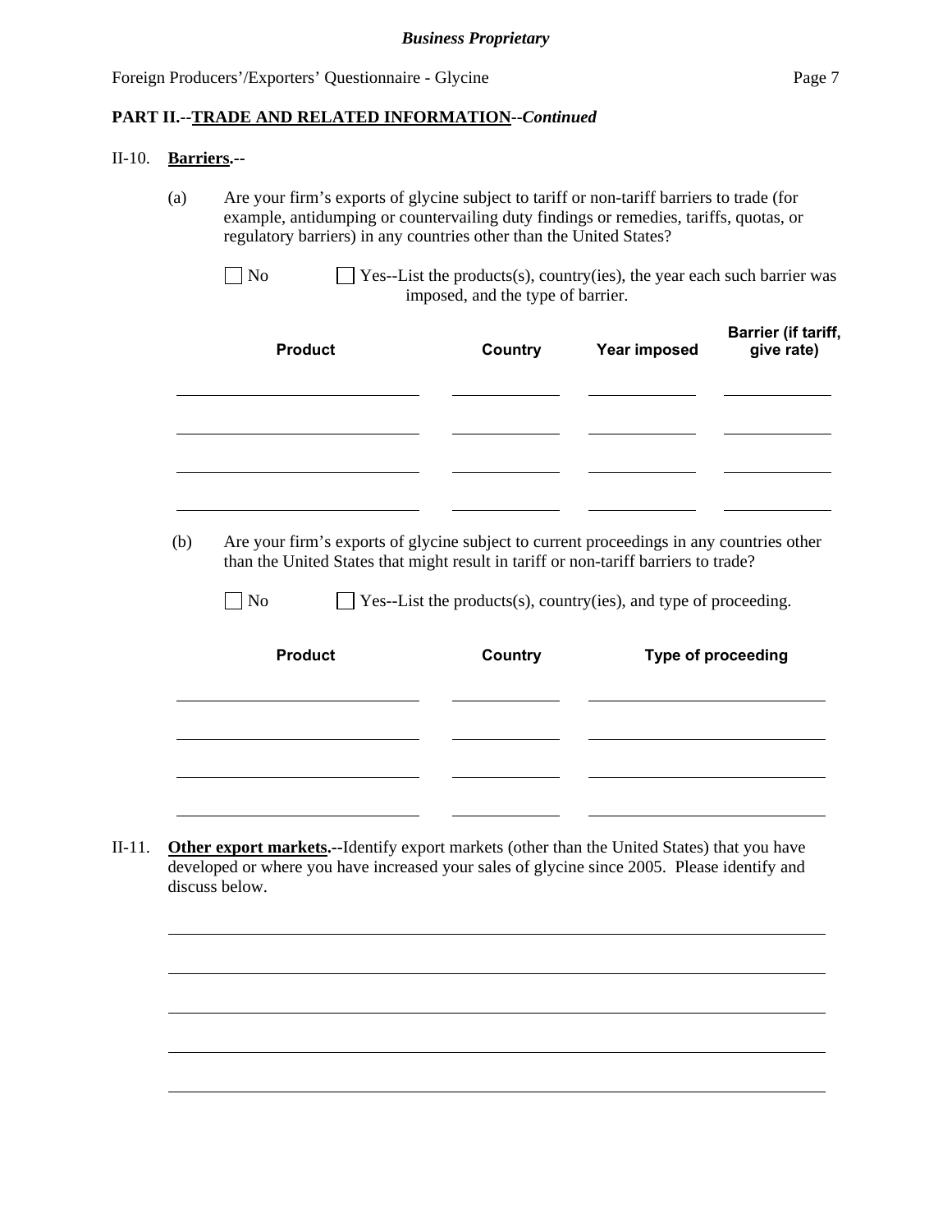## PART II.--TRADE AND RELATED INFORMATION--*Continued*

II-10. **Barriers.**--

(a) Are your firm's exports of glycine subject to tariff or non-tariff barriers to trade (for example, antidumping or countervailing duty findings or remedies, tariffs, quotas, or regulatory barriers) in any countries other than the United States?

☐ No ☐ Yes--List the products(s), country(ies), the year each such barrier was imposed, and the type of barrier.

| Product | Country | Year imposed | Barrier (if tariff, give rate) |
| --- | --- | --- | --- |
| | | | |
| | | | |
| | | | |
| | | | |

(b) Are your firm's exports of glycine subject to current proceedings in any countries other than the United States that might result in tariff or non-tariff barriers to trade?

☐ No ☐ Yes--List the products(s), country(ies), and type of proceeding.

| Product | Country | Type of proceeding |
| --- | --- | --- |
| | | |
| | | |
| | | |
| | | |

II-11. **Other export markets.**--Identify export markets (other than the United States) that you have developed or where you have increased your sales of glycine since 2005. Please identify and discuss below.

_______________________________________________

_______________________________________________

_______________________________________________

_______________________________________________

_______________________________________________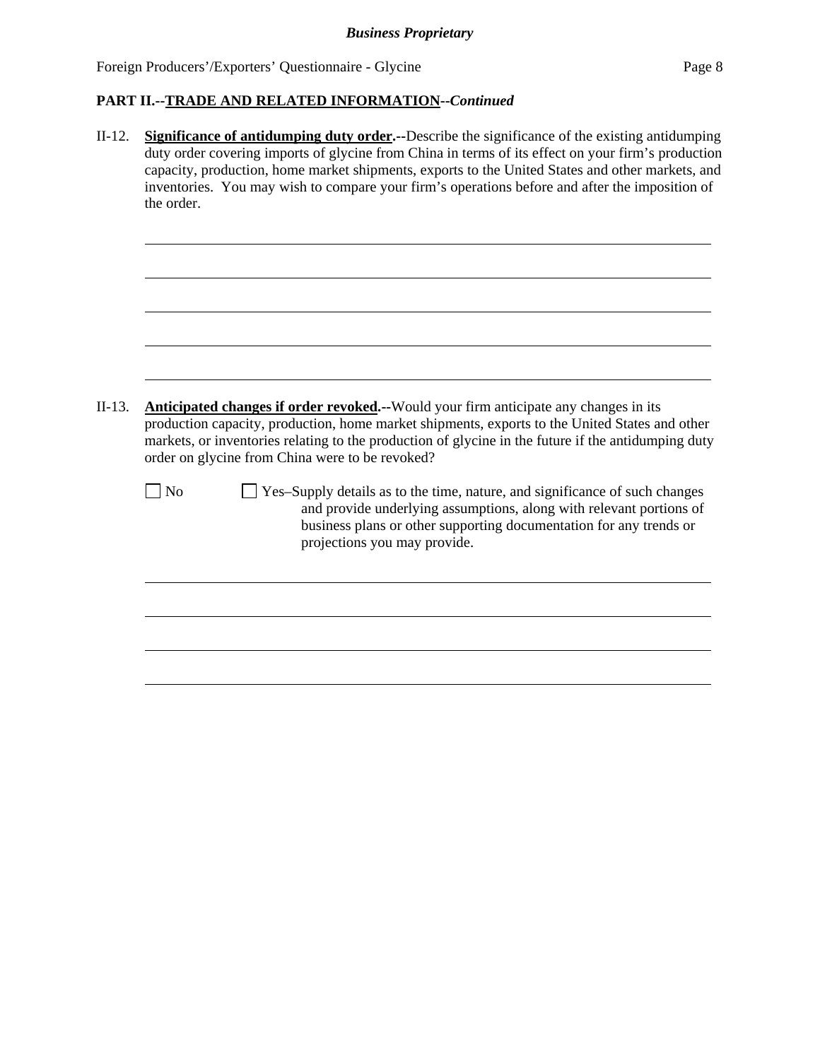**PART II.--TRADE AND RELATED INFORMATION--*Continued***

II-12. **Significance of antidumping duty order.--**Describe the significance of the existing antidumping duty order covering imports of glycine from China in terms of its effect on your firm's production capacity, production, home market shipments, exports to the United States and other markets, and inventories. You may wish to compare your firm's operations before and after the imposition of the order.

\_\_\_\_\_\_\_\_\_\_\_\_\_\_\_\_\_\_\_\_\_\_\_\_\_\_\_\_\_\_\_\_\_\_\_\_\_\_\_\_\_\_\_\_\_\_\_\_\_\_\_\_\_\_\_\_\_\_\_\_\_\_\_\_\_\_\_\_\_\_\_\_

\_\_\_\_\_\_\_\_\_\_\_\_\_\_\_\_\_\_\_\_\_\_\_\_\_\_\_\_\_\_\_\_\_\_\_\_\_\_\_\_\_\_\_\_\_\_\_\_\_\_\_\_\_\_\_\_\_\_\_\_\_\_\_\_\_\_\_\_\_\_\_\_

\_\_\_\_\_\_\_\_\_\_\_\_\_\_\_\_\_\_\_\_\_\_\_\_\_\_\_\_\_\_\_\_\_\_\_\_\_\_\_\_\_\_\_\_\_\_\_\_\_\_\_\_\_\_\_\_\_\_\_\_\_\_\_\_\_\_\_\_\_\_\_\_

\_\_\_\_\_\_\_\_\_\_\_\_\_\_\_\_\_\_\_\_\_\_\_\_\_\_\_\_\_\_\_\_\_\_\_\_\_\_\_\_\_\_\_\_\_\_\_\_\_\_\_\_\_\_\_\_\_\_\_\_\_\_\_\_\_\_\_\_\_\_\_\_

\_\_\_\_\_\_\_\_\_\_\_\_\_\_\_\_\_\_\_\_\_\_\_\_\_\_\_\_\_\_\_\_\_\_\_\_\_\_\_\_\_\_\_\_\_\_\_\_\_\_\_\_\_\_\_\_\_\_\_\_\_\_\_\_\_\_\_\_\_\_\_\_

II-13. **Anticipated changes if order revoked.--**Would your firm anticipate any changes in its production capacity, production, home market shipments, exports to the United States and other markets, or inventories relating to the production of glycine in the future if the antidumping duty order on glycine from China were to be revoked?

☐ No

☐ Yes–Supply details as to the time, nature, and significance of such changes and provide underlying assumptions, along with relevant portions of business plans or other supporting documentation for any trends or projections you may provide.

\_\_\_\_\_\_\_\_\_\_\_\_\_\_\_\_\_\_\_\_\_\_\_\_\_\_\_\_\_\_\_\_\_\_\_\_\_\_\_\_\_\_\_\_\_\_\_\_\_\_\_\_\_\_\_\_\_\_\_\_\_\_\_\_\_\_\_\_\_\_\_\_

\_\_\_\_\_\_\_\_\_\_\_\_\_\_\_\_\_\_\_\_\_\_\_\_\_\_\_\_\_\_\_\_\_\_\_\_\_\_\_\_\_\_\_\_\_\_\_\_\_\_\_\_\_\_\_\_\_\_\_\_\_\_\_\_\_\_\_\_\_\_\_\_

\_\_\_\_\_\_\_\_\_\_\_\_\_\_\_\_\_\_\_\_\_\_\_\_\_\_\_\_\_\_\_\_\_\_\_\_\_\_\_\_\_\_\_\_\_\_\_\_\_\_\_\_\_\_\_\_\_\_\_\_\_\_\_\_\_\_\_\_\_\_\_\_

\_\_\_\_\_\_\_\_\_\_\_\_\_\_\_\_\_\_\_\_\_\_\_\_\_\_\_\_\_\_\_\_\_\_\_\_\_\_\_\_\_\_\_\_\_\_\_\_\_\_\_\_\_\_\_\_\_\_\_\_\_\_\_\_\_\_\_\_\_\_\_\_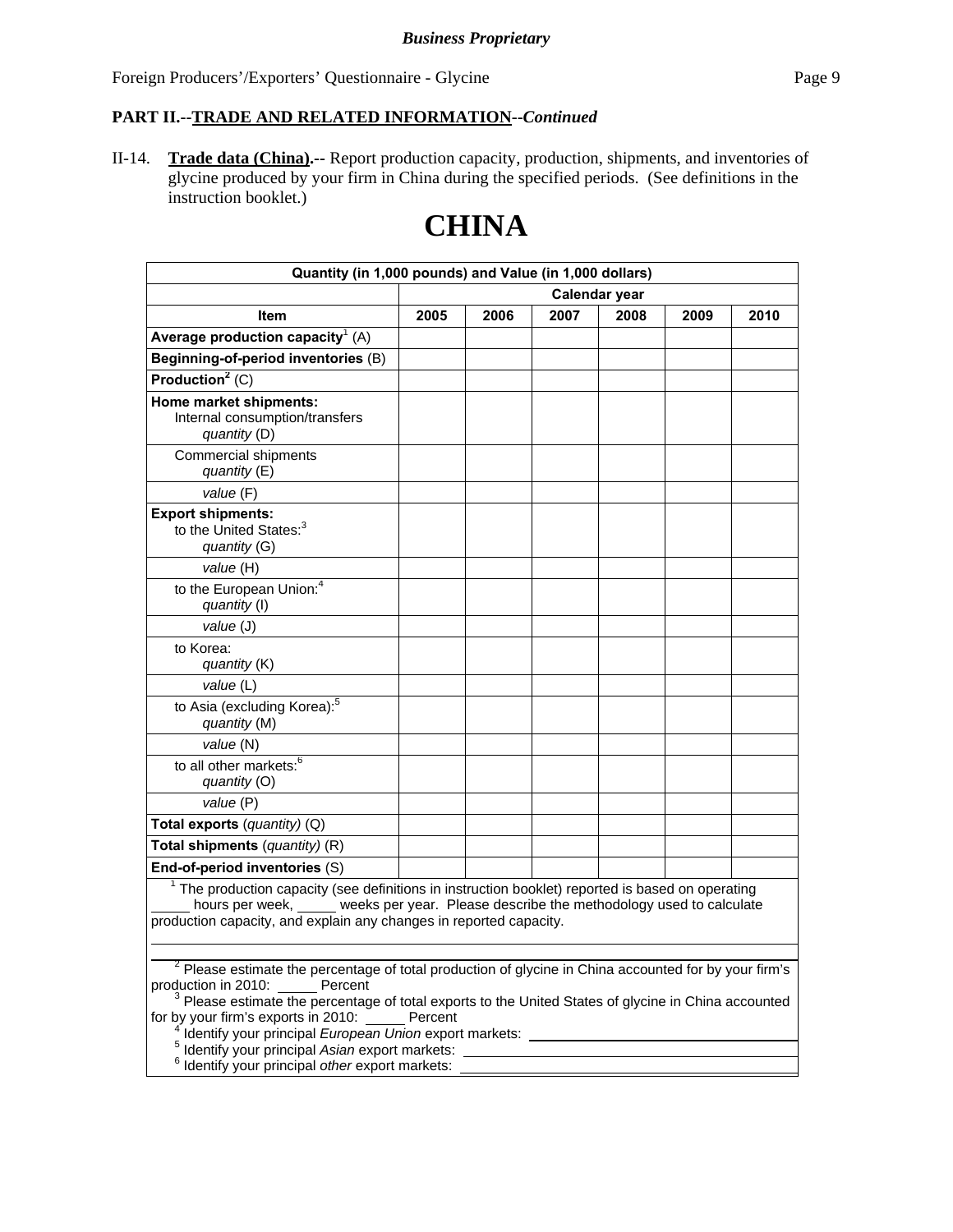**PART II.--TRADE AND RELATED INFORMATION--*Continued***

II-14. **Trade data (China).--** Report production capacity, production, shipments, and inventories of glycine produced by your firm in China during the specified periods. (See definitions in the instruction booklet.)

# CHINA

| Quantity (in 1,000 pounds) and Value (in 1,000 dollars) | | | | | | |
|---|---|---|---|---|---|---|
| | Calendar year | | | | | |
| **Item** | **2005** | **2006** | **2007** | **2008** | **2009** | **2010** |
| **Average production capacity**[1] (A) | | | | | | |
| **Beginning-of-period inventories** (B) | | | | | | |
| **Production**[2] (C) | | | | | | |
| **Home market shipments:** Internal consumption/transfers *quantity* (D) | | | | | | |
| Commercial shipments *quantity* (E) | | | | | | |
| *value* (F) | | | | | | |
| **Export shipments:** to the United States:[3] *quantity* (G) | | | | | | |
| *value* (H) | | | | | | |
| to the European Union:[4] *quantity* (I) | | | | | | |
| *value* (J) | | | | | | |
| to Korea: *quantity* (K) | | | | | | |
| *value* (L) | | | | | | |
| to Asia (excluding Korea):[5] *quantity* (M) | | | | | | |
| *value* (N) | | | | | | |
| to all other markets:[6] *quantity* (O) | | | | | | |
| *value* (P) | | | | | | |
| **Total exports** (*quantity*) (Q) | | | | | | |
| **Total shipments** (*quantity*) (R) | | | | | | |
| **End-of-period inventories** (S) | | | | | | |

[1] The production capacity (see definitions in instruction booklet) reported is based on operating _____ hours per week, _____ weeks per year. Please describe the methodology used to calculate production capacity, and explain any changes in reported capacity.

[2] Please estimate the percentage of total production of glycine in China accounted for by your firm's production in 2010: _____ Percent

[3] Please estimate the percentage of total exports to the United States of glycine in China accounted for by your firm's exports in 2010: _____ Percent

[4] Identify your principal *European Union* export markets: ______________________

[5] Identify your principal *Asian* export markets: ______________________

[6] Identify your principal *other* export markets: ______________________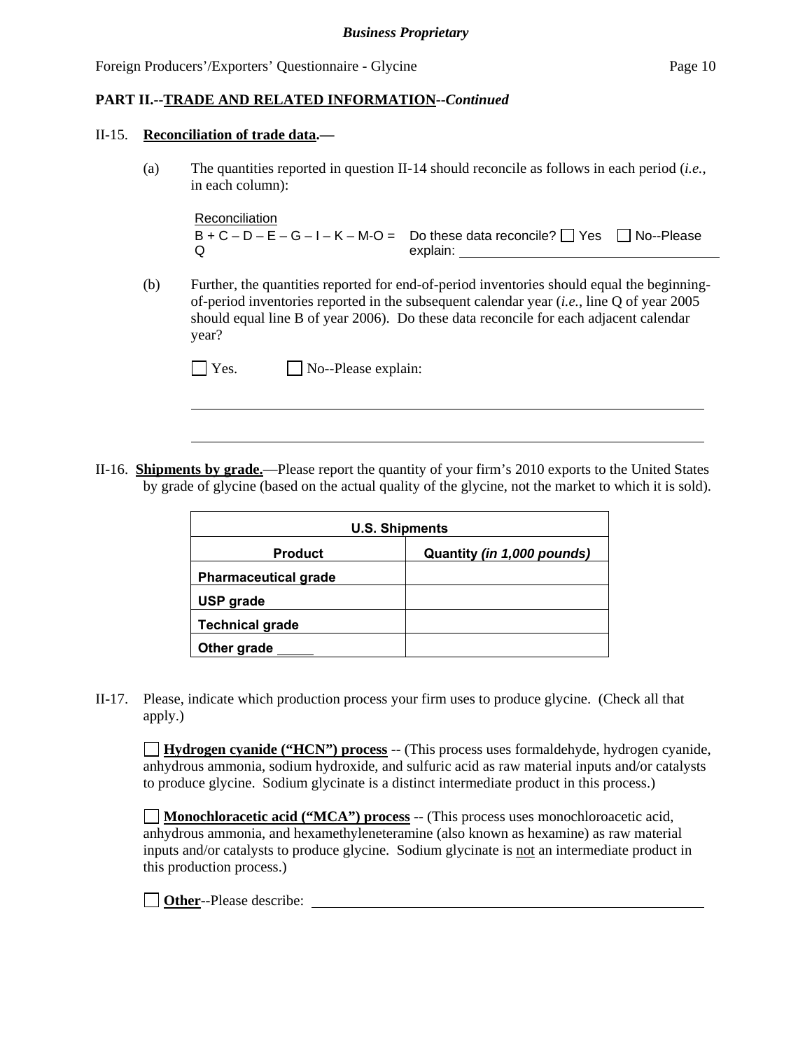**PART II.--TRADE AND RELATED INFORMATION--*Continued***

II-15. **Reconciliation of trade data.—**

(a) The quantities reported in question II-14 should reconcile as follows in each period (*i.e.*, in each column):

Reconciliation
B + C – D – E – G – I – K – M-O = Q

Do these data reconcile? ☐ Yes ☐ No--Please explain: \_\_\_\_\_\_\_\_\_\_\_\_\_\_\_\_\_\_\_\_

(b) Further, the quantities reported for end-of-period inventories should equal the beginning-of-period inventories reported in the subsequent calendar year (*i.e.*, line Q of year 2005 should equal line B of year 2006). Do these data reconcile for each adjacent calendar year?

☐ Yes. ☐ No--Please explain:

\_\_\_\_\_\_\_\_\_\_\_\_\_\_\_\_\_\_\_\_\_\_\_\_\_\_\_\_\_\_\_\_\_\_\_\_\_\_\_\_\_\_\_\_\_\_\_\_\_\_\_\_\_\_\_\_\_\_

\_\_\_\_\_\_\_\_\_\_\_\_\_\_\_\_\_\_\_\_\_\_\_\_\_\_\_\_\_\_\_\_\_\_\_\_\_\_\_\_\_\_\_\_\_\_\_\_\_\_\_\_\_\_\_\_\_\_

II-16. **Shipments by grade.**—Please report the quantity of your firm's 2010 exports to the United States by grade of glycine (based on the actual quality of the glycine, not the market to which it is sold).

| **U.S. Shipments** | |
|---|---|
| **Product** | **Quantity *(in 1,000 pounds)*** |
| **Pharmaceutical grade** | |
| **USP grade** | |
| **Technical grade** | |
| **Other grade** \_\_\_\_\_ | |

II-17. Please, indicate which production process your firm uses to produce glycine. (Check all that apply.)

☐ **Hydrogen cyanide ("HCN") process** -- (This process uses formaldehyde, hydrogen cyanide, anhydrous ammonia, sodium hydroxide, and sulfuric acid as raw material inputs and/or catalysts to produce glycine. Sodium glycinate is a distinct intermediate product in this process.)

☐ **Monochloracetic acid ("MCA") process** -- (This process uses monochloroacetic acid, anhydrous ammonia, and hexamethyleneteramine (also known as hexamine) as raw material inputs and/or catalysts to produce glycine. Sodium glycinate is not an intermediate product in this production process.)

☐ **Other**--Please describe: \_\_\_\_\_\_\_\_\_\_\_\_\_\_\_\_\_\_\_\_\_\_\_\_\_\_\_\_\_\_\_\_\_\_\_\_\_\_\_\_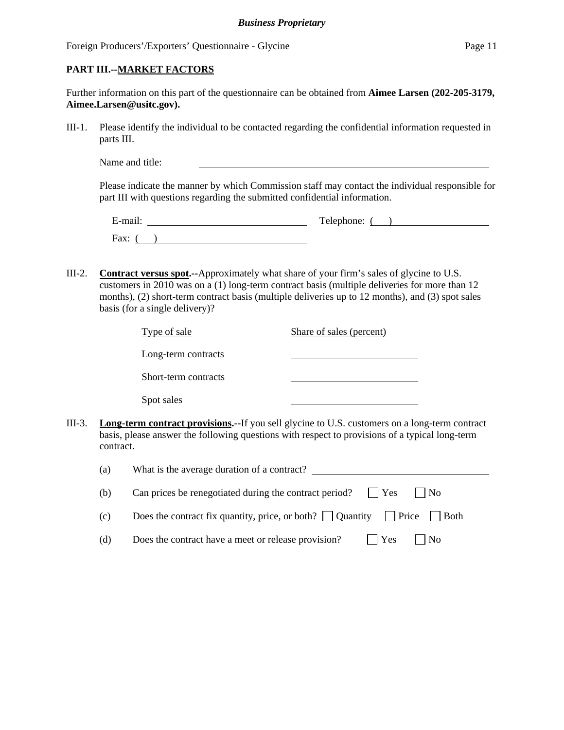## PART III.--MARKET FACTORS

Further information on this part of the questionnaire can be obtained from **Aimee Larsen (202-205-3179, Aimee.Larsen@usitc.gov).**

III-1. Please identify the individual to be contacted regarding the confidential information requested in parts III.

Name and title: \_\_\_\_\_\_\_\_\_\_\_\_\_\_\_\_\_\_\_\_\_\_\_\_\_\_\_\_\_\_\_\_\_\_\_\_\_\_\_\_

Please indicate the manner by which Commission staff may contact the individual responsible for part III with questions regarding the submitted confidential information.

E-mail: \_\_\_\_\_\_\_\_\_\_\_\_\_\_\_\_\_\_\_\_\_\_\_\_ Telephone: ( ) \_\_\_\_\_\_\_\_\_\_\_\_\_\_\_\_

Fax: ( ) \_\_\_\_\_\_\_\_\_\_\_\_\_\_\_\_\_\_\_\_\_\_\_\_

III-2. **Contract versus spot.--**Approximately what share of your firm's sales of glycine to U.S. customers in 2010 was on a (1) long-term contract basis (multiple deliveries for more than 12 months), (2) short-term contract basis (multiple deliveries up to 12 months), and (3) spot sales basis (for a single delivery)?

| Type of sale | Share of sales (percent) |
| --- | --- |
| Long-term contracts | |
| Short-term contracts | |
| Spot sales | |

III-3. **Long-term contract provisions.--**If you sell glycine to U.S. customers on a long-term contract basis, please answer the following questions with respect to provisions of a typical long-term contract.

(a) What is the average duration of a contract? \_\_\_\_\_\_\_\_\_\_\_\_\_\_\_\_\_\_\_\_\_\_\_\_

(b) Can prices be renegotiated during the contract period? ☐ Yes ☐ No

(c) Does the contract fix quantity, price, or both? ☐ Quantity ☐ Price ☐ Both

(d) Does the contract have a meet or release provision? ☐ Yes ☐ No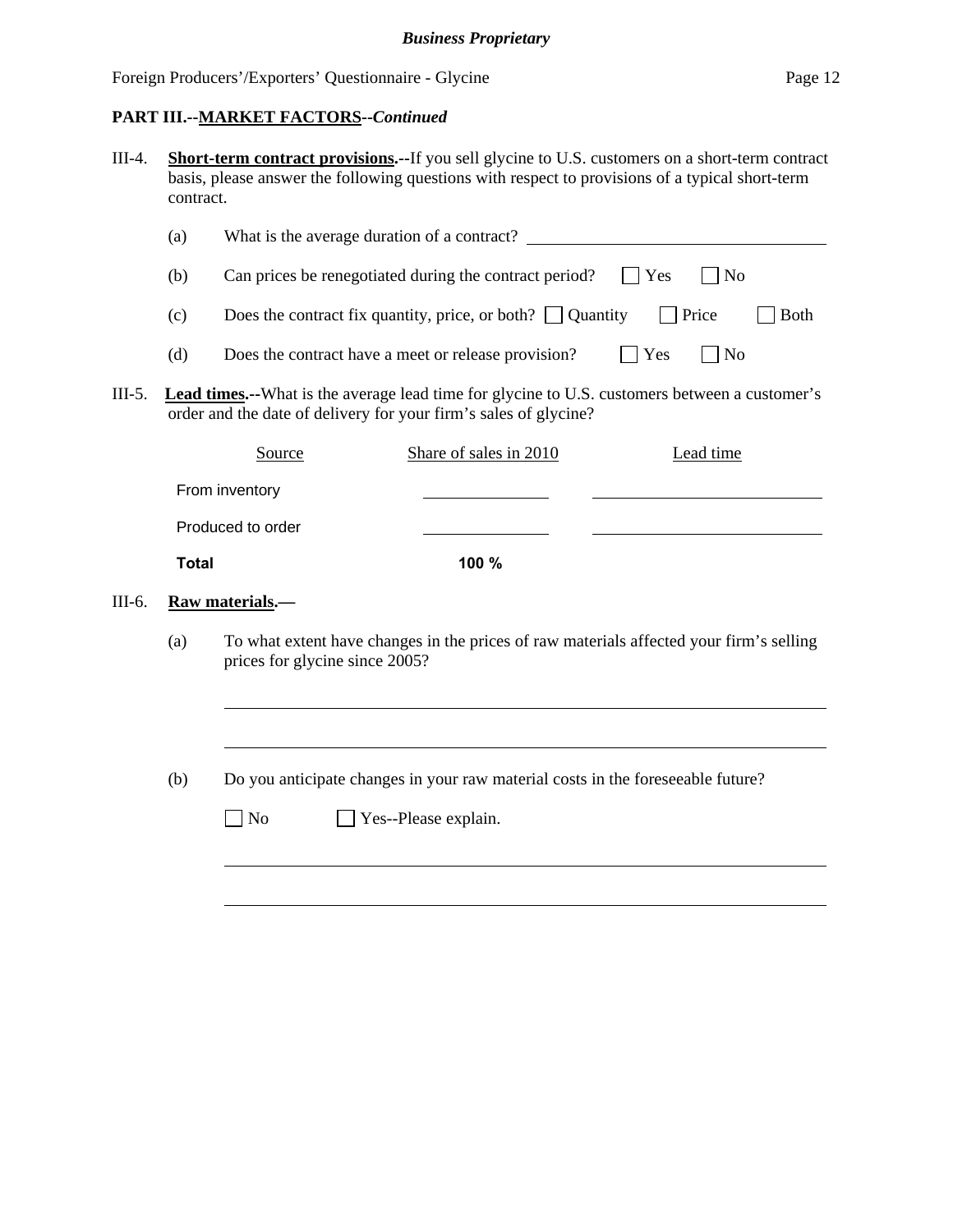**PART III.--MARKET FACTORS--*Continued***

III-4. **Short-term contract provisions.--**If you sell glycine to U.S. customers on a short-term contract basis, please answer the following questions with respect to provisions of a typical short-term contract.

(a) What is the average duration of a contract? \_\_\_\_\_\_\_\_\_\_\_\_\_\_\_\_\_\_\_\_

(b) Can prices be renegotiated during the contract period? ☐ Yes ☐ No

(c) Does the contract fix quantity, price, or both? ☐ Quantity ☐ Price ☐ Both

(d) Does the contract have a meet or release provision? ☐ Yes ☐ No

III-5. **Lead times.--**What is the average lead time for glycine to U.S. customers between a customer's order and the date of delivery for your firm's sales of glycine?

| Source | Share of sales in 2010 | Lead time |
|---|---|---|
| From inventory | | |
| Produced to order | | |
| **Total** | **100 %** | |

III-6. **Raw materials.—**

(a) To what extent have changes in the prices of raw materials affected your firm's selling prices for glycine since 2005?

\_\_\_\_\_\_\_\_\_\_\_\_\_\_\_\_\_\_\_\_\_\_\_\_\_\_\_\_\_\_\_\_\_\_\_\_\_\_\_\_

\_\_\_\_\_\_\_\_\_\_\_\_\_\_\_\_\_\_\_\_\_\_\_\_\_\_\_\_\_\_\_\_\_\_\_\_\_\_\_\_

(b) Do you anticipate changes in your raw material costs in the foreseeable future?

☐ No ☐ Yes--Please explain.

\_\_\_\_\_\_\_\_\_\_\_\_\_\_\_\_\_\_\_\_\_\_\_\_\_\_\_\_\_\_\_\_\_\_\_\_\_\_\_\_

\_\_\_\_\_\_\_\_\_\_\_\_\_\_\_\_\_\_\_\_\_\_\_\_\_\_\_\_\_\_\_\_\_\_\_\_\_\_\_\_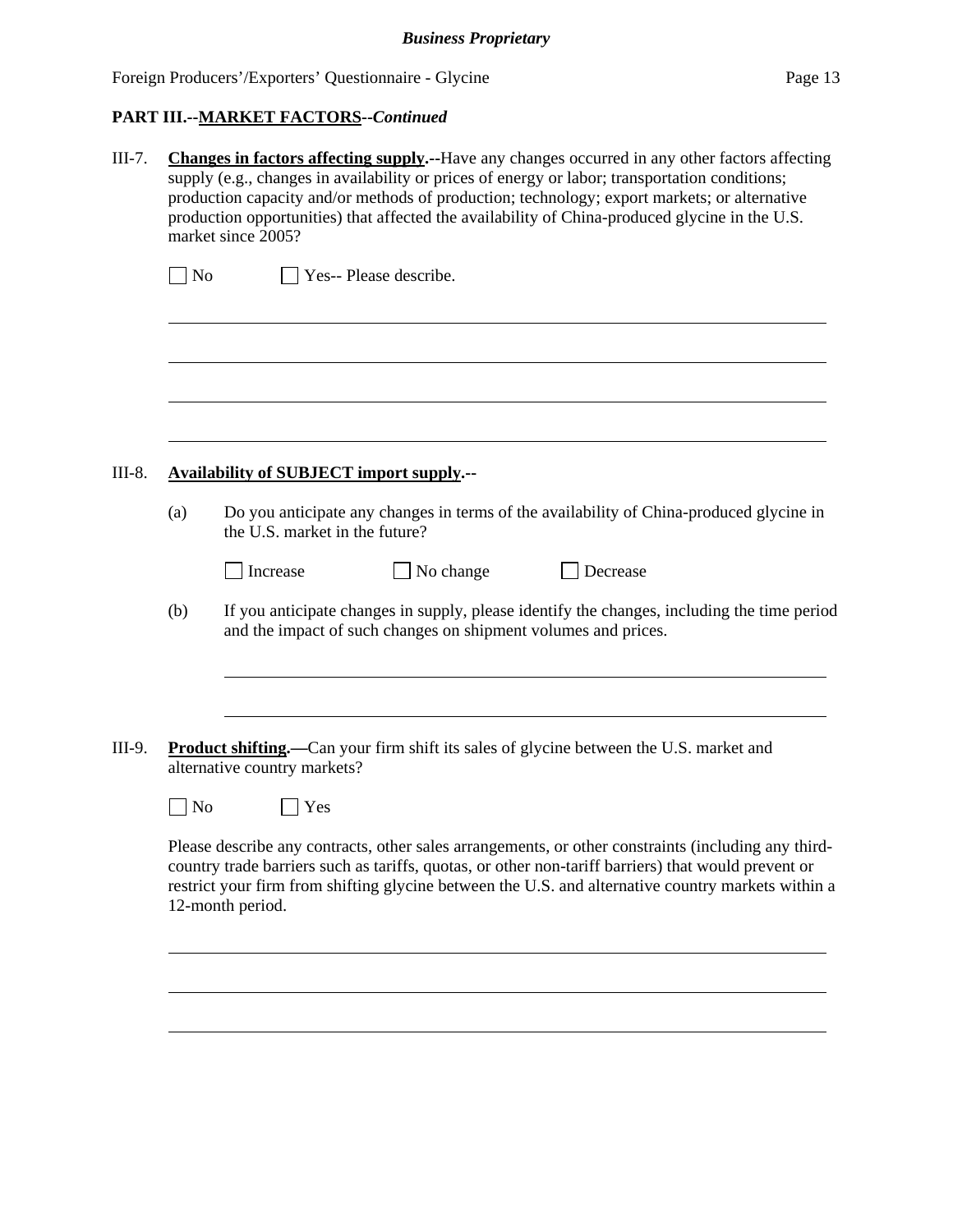**PART III.--MARKET FACTORS--*Continued***

III-7. **Changes in factors affecting supply.--**Have any changes occurred in any other factors affecting supply (e.g., changes in availability or prices of energy or labor; transportation conditions; production capacity and/or methods of production; technology; export markets; or alternative production opportunities) that affected the availability of China-produced glycine in the U.S. market since 2005?

☐ No ☐ Yes-- Please describe.

\_\_\_\_\_\_\_\_\_\_\_\_\_\_\_\_\_\_\_\_\_\_\_\_\_\_\_\_\_\_\_\_\_\_\_\_\_\_\_\_\_\_\_\_\_\_\_\_\_\_\_\_\_\_\_\_\_\_\_\_\_\_\_\_\_\_\_\_\_\_\_\_

\_\_\_\_\_\_\_\_\_\_\_\_\_\_\_\_\_\_\_\_\_\_\_\_\_\_\_\_\_\_\_\_\_\_\_\_\_\_\_\_\_\_\_\_\_\_\_\_\_\_\_\_\_\_\_\_\_\_\_\_\_\_\_\_\_\_\_\_\_\_\_\_

\_\_\_\_\_\_\_\_\_\_\_\_\_\_\_\_\_\_\_\_\_\_\_\_\_\_\_\_\_\_\_\_\_\_\_\_\_\_\_\_\_\_\_\_\_\_\_\_\_\_\_\_\_\_\_\_\_\_\_\_\_\_\_\_\_\_\_\_\_\_\_\_

\_\_\_\_\_\_\_\_\_\_\_\_\_\_\_\_\_\_\_\_\_\_\_\_\_\_\_\_\_\_\_\_\_\_\_\_\_\_\_\_\_\_\_\_\_\_\_\_\_\_\_\_\_\_\_\_\_\_\_\_\_\_\_\_\_\_\_\_\_\_\_\_

III-8. **Availability of SUBJECT import supply.--**

(a) Do you anticipate any changes in terms of the availability of China-produced glycine in the U.S. market in the future?

☐ Increase ☐ No change ☐ Decrease

(b) If you anticipate changes in supply, please identify the changes, including the time period and the impact of such changes on shipment volumes and prices.

\_\_\_\_\_\_\_\_\_\_\_\_\_\_\_\_\_\_\_\_\_\_\_\_\_\_\_\_\_\_\_\_\_\_\_\_\_\_\_\_\_\_\_\_\_\_\_\_\_\_\_\_\_\_\_\_\_\_\_\_\_\_\_\_\_\_\_\_\_\_\_\_

\_\_\_\_\_\_\_\_\_\_\_\_\_\_\_\_\_\_\_\_\_\_\_\_\_\_\_\_\_\_\_\_\_\_\_\_\_\_\_\_\_\_\_\_\_\_\_\_\_\_\_\_\_\_\_\_\_\_\_\_\_\_\_\_\_\_\_\_\_\_\_\_

III-9. **Product shifting.—**Can your firm shift its sales of glycine between the U.S. market and alternative country markets?

☐ No ☐ Yes

Please describe any contracts, other sales arrangements, or other constraints (including any third-country trade barriers such as tariffs, quotas, or other non-tariff barriers) that would prevent or restrict your firm from shifting glycine between the U.S. and alternative country markets within a 12-month period.

\_\_\_\_\_\_\_\_\_\_\_\_\_\_\_\_\_\_\_\_\_\_\_\_\_\_\_\_\_\_\_\_\_\_\_\_\_\_\_\_\_\_\_\_\_\_\_\_\_\_\_\_\_\_\_\_\_\_\_\_\_\_\_\_\_\_\_\_\_\_\_\_

\_\_\_\_\_\_\_\_\_\_\_\_\_\_\_\_\_\_\_\_\_\_\_\_\_\_\_\_\_\_\_\_\_\_\_\_\_\_\_\_\_\_\_\_\_\_\_\_\_\_\_\_\_\_\_\_\_\_\_\_\_\_\_\_\_\_\_\_\_\_\_\_

\_\_\_\_\_\_\_\_\_\_\_\_\_\_\_\_\_\_\_\_\_\_\_\_\_\_\_\_\_\_\_\_\_\_\_\_\_\_\_\_\_\_\_\_\_\_\_\_\_\_\_\_\_\_\_\_\_\_\_\_\_\_\_\_\_\_\_\_\_\_\_\_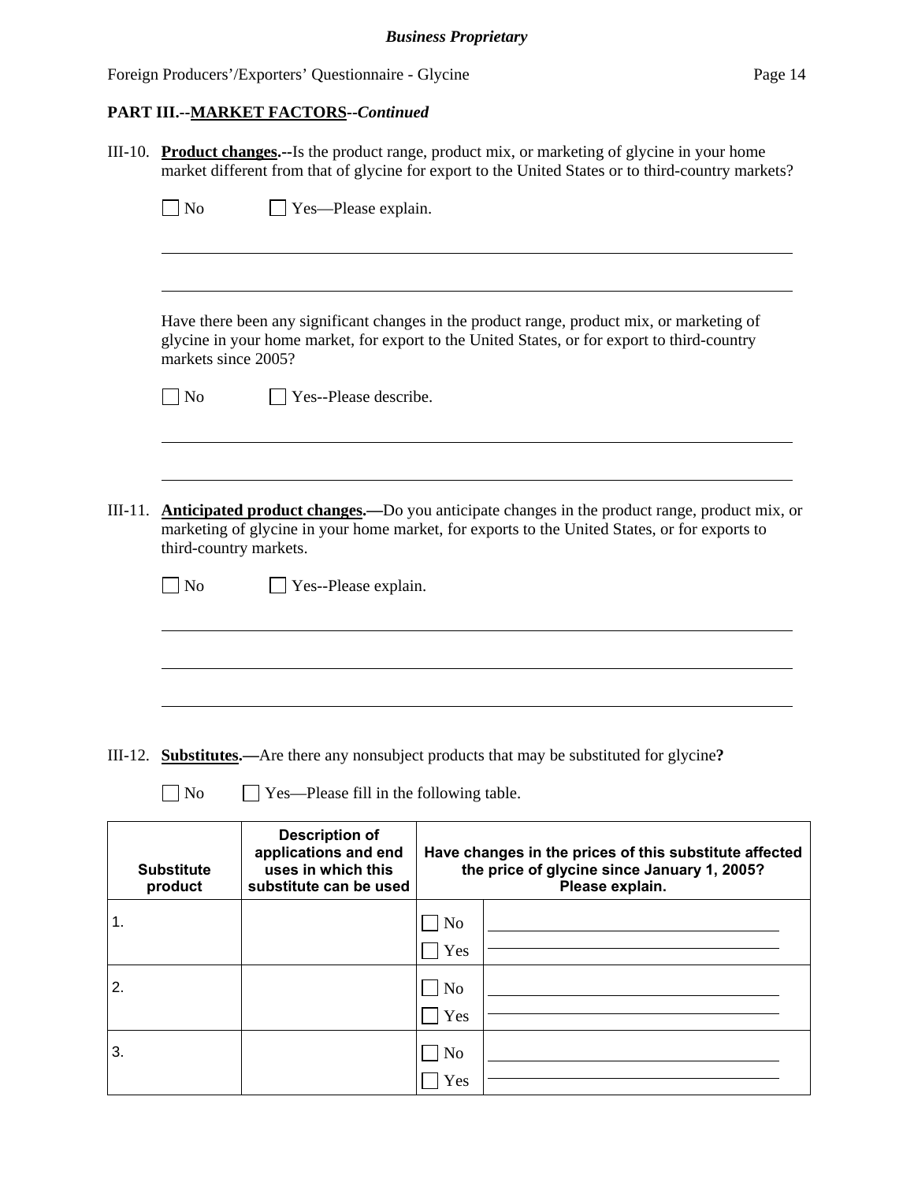**PART III.--MARKET FACTORS--*Continued***

III-10. **Product changes.--**Is the product range, product mix, or marketing of glycine in your home market different from that of glycine for export to the United States or to third-country markets?

☐ No ☐ Yes—Please explain.

\_\_\_\_\_\_\_\_\_\_\_\_\_\_\_\_\_\_\_\_\_\_\_\_\_\_\_\_\_\_\_\_\_\_\_\_\_\_\_\_\_\_\_\_\_\_\_\_\_\_\_\_\_\_\_\_\_\_\_\_\_\_\_\_\_\_\_\_\_\_

\_\_\_\_\_\_\_\_\_\_\_\_\_\_\_\_\_\_\_\_\_\_\_\_\_\_\_\_\_\_\_\_\_\_\_\_\_\_\_\_\_\_\_\_\_\_\_\_\_\_\_\_\_\_\_\_\_\_\_\_\_\_\_\_\_\_\_\_\_\_

Have there been any significant changes in the product range, product mix, or marketing of glycine in your home market, for export to the United States, or for export to third-country markets since 2005?

☐ No ☐ Yes--Please describe.

\_\_\_\_\_\_\_\_\_\_\_\_\_\_\_\_\_\_\_\_\_\_\_\_\_\_\_\_\_\_\_\_\_\_\_\_\_\_\_\_\_\_\_\_\_\_\_\_\_\_\_\_\_\_\_\_\_\_\_\_\_\_\_\_\_\_\_\_\_\_

\_\_\_\_\_\_\_\_\_\_\_\_\_\_\_\_\_\_\_\_\_\_\_\_\_\_\_\_\_\_\_\_\_\_\_\_\_\_\_\_\_\_\_\_\_\_\_\_\_\_\_\_\_\_\_\_\_\_\_\_\_\_\_\_\_\_\_\_\_\_

III-11. **Anticipated product changes.—**Do you anticipate changes in the product range, product mix, or marketing of glycine in your home market, for exports to the United States, or for exports to third-country markets.

☐ No ☐ Yes--Please explain.

\_\_\_\_\_\_\_\_\_\_\_\_\_\_\_\_\_\_\_\_\_\_\_\_\_\_\_\_\_\_\_\_\_\_\_\_\_\_\_\_\_\_\_\_\_\_\_\_\_\_\_\_\_\_\_\_\_\_\_\_\_\_\_\_\_\_\_\_\_\_

\_\_\_\_\_\_\_\_\_\_\_\_\_\_\_\_\_\_\_\_\_\_\_\_\_\_\_\_\_\_\_\_\_\_\_\_\_\_\_\_\_\_\_\_\_\_\_\_\_\_\_\_\_\_\_\_\_\_\_\_\_\_\_\_\_\_\_\_\_\_

\_\_\_\_\_\_\_\_\_\_\_\_\_\_\_\_\_\_\_\_\_\_\_\_\_\_\_\_\_\_\_\_\_\_\_\_\_\_\_\_\_\_\_\_\_\_\_\_\_\_\_\_\_\_\_\_\_\_\_\_\_\_\_\_\_\_\_\_\_\_

III-12. **Substitutes.—**Are there any nonsubject products that may be substituted for glycine**?**

☐ No ☐ Yes—Please fill in the following table.

| Substitute product | Description of applications and end uses in which this substitute can be used | Have changes in the prices of this substitute affected the price of glycine since January 1, 2005? Please explain. | |
|---|---|---|---|
| 1. | | ☐ No ☐ Yes | |
| 2. | | ☐ No ☐ Yes | |
| 3. | | ☐ No ☐ Yes | |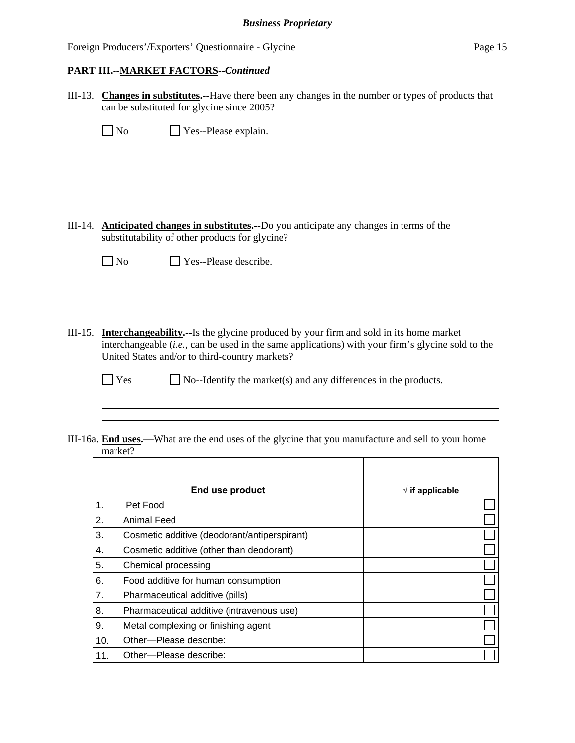**PART III.--MARKET FACTORS--*Continued***

III-13. **Changes in substitutes.**--Have there been any changes in the number or types of products that can be substituted for glycine since 2005?

☐ No ☐ Yes--Please explain.

______________________________________________________________________

______________________________________________________________________

______________________________________________________________________

III-14. **Anticipated changes in substitutes.**--Do you anticipate any changes in terms of the substitutability of other products for glycine?

☐ No ☐ Yes--Please describe.

______________________________________________________________________

______________________________________________________________________

III-15. **Interchangeability.**--Is the glycine produced by your firm and sold in its home market interchangeable (*i.e.*, can be used in the same applications) with your firm's glycine sold to the United States and/or to third-country markets?

☐ Yes ☐ No--Identify the market(s) and any differences in the products.

______________________________________________________________________

______________________________________________________________________

III-16a. **End uses.**—What are the end uses of the glycine that you manufacture and sell to your home market?

| | End use product | √ if applicable |
|---|---|---|
| 1. | Pet Food | ☐ |
| 2. | Animal Feed | ☐ |
| 3. | Cosmetic additive (deodorant/antiperspirant) | ☐ |
| 4. | Cosmetic additive (other than deodorant) | ☐ |
| 5. | Chemical processing | ☐ |
| 6. | Food additive for human consumption | ☐ |
| 7. | Pharmaceutical additive (pills) | ☐ |
| 8. | Pharmaceutical additive (intravenous use) | ☐ |
| 9. | Metal complexing or finishing agent | ☐ |
| 10. | Other—Please describe: _____ | ☐ |
| 11. | Other—Please describe: _____ | ☐ |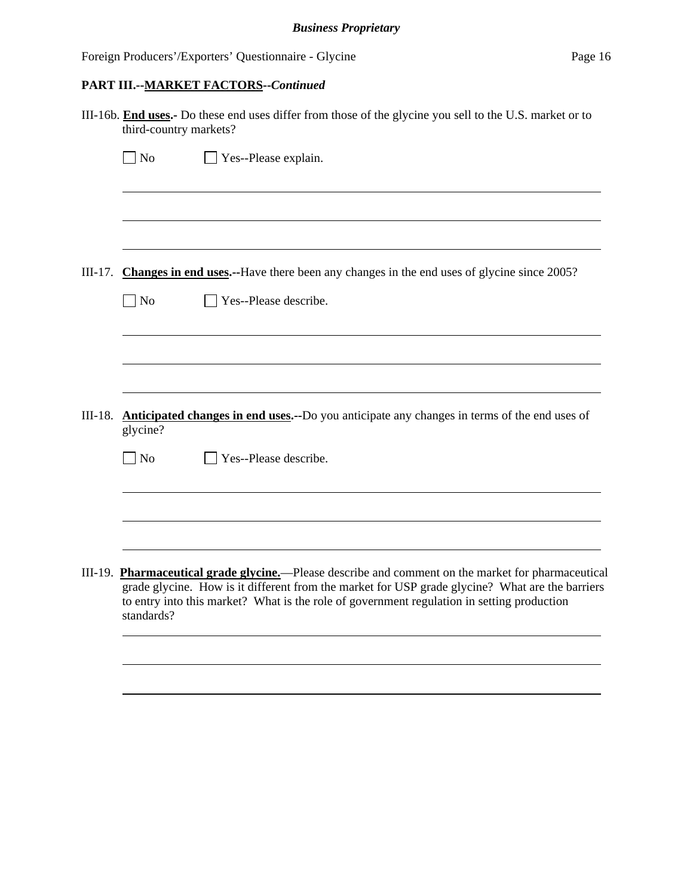## PART III.--MARKET FACTORS--*Continued*

III-16b. **End uses.**- Do these end uses differ from those of the glycine you sell to the U.S. market or to third-country markets?

☐ No ☐ Yes--Please explain.

______________________________________________________________________

______________________________________________________________________

______________________________________________________________________

III-17. **Changes in end uses.**--Have there been any changes in the end uses of glycine since 2005?

☐ No ☐ Yes--Please describe.

______________________________________________________________________

______________________________________________________________________

______________________________________________________________________

III-18. **Anticipated changes in end uses.**--Do you anticipate any changes in terms of the end uses of glycine?

☐ No ☐ Yes--Please describe.

______________________________________________________________________

______________________________________________________________________

______________________________________________________________________

III-19. **Pharmaceutical grade glycine.**—Please describe and comment on the market for pharmaceutical grade glycine. How is it different from the market for USP grade glycine? What are the barriers to entry into this market? What is the role of government regulation in setting production standards?

______________________________________________________________________

______________________________________________________________________

______________________________________________________________________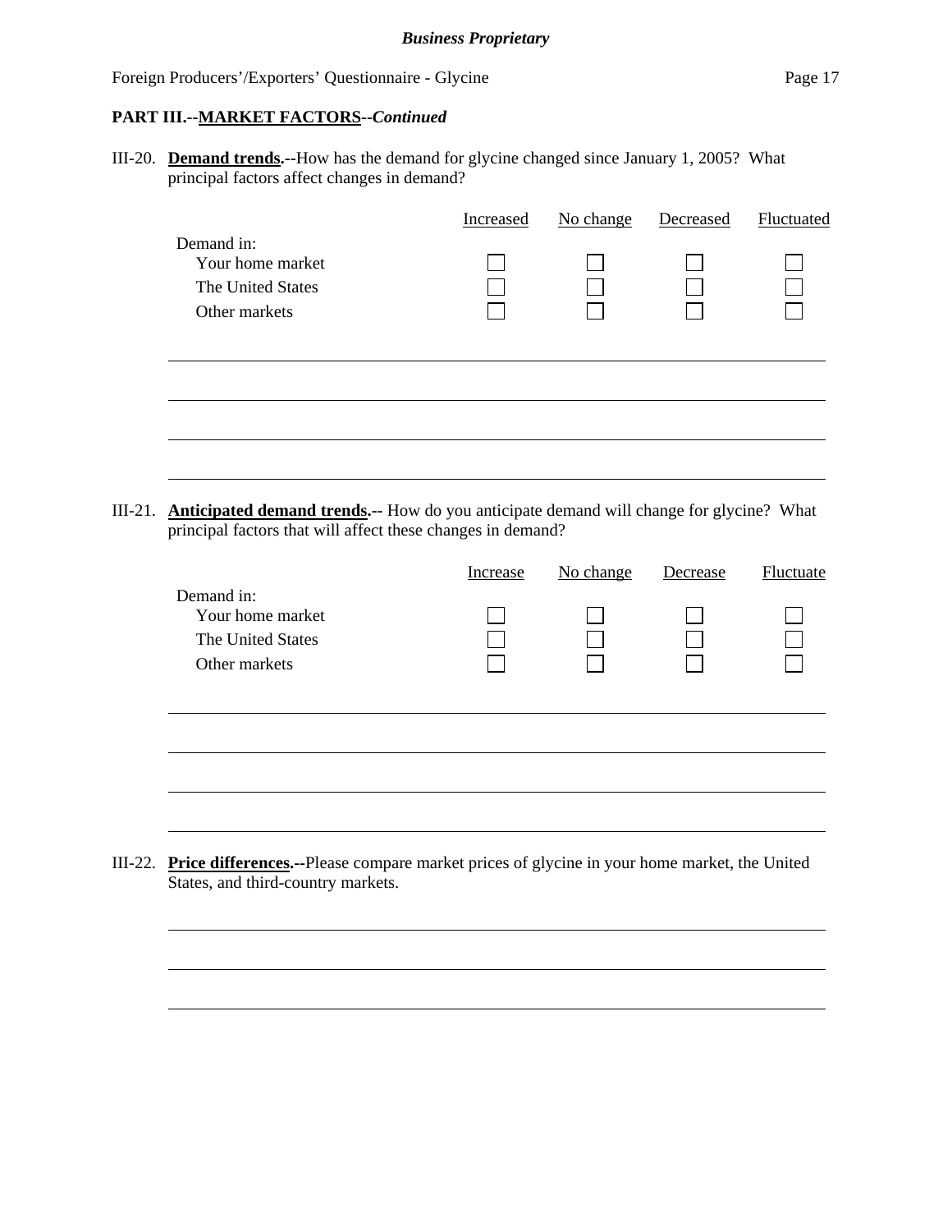## PART III.--MARKET FACTORS--*Continued*

III-20. **Demand trends.--**How has the demand for glycine changed since January 1, 2005? What principal factors affect changes in demand?

| | Increased | No change | Decreased | Fluctuated |
|---|---|---|---|---|
| Demand in: | | | | |
| Your home market | ☐ | ☐ | ☐ | ☐ |
| The United States | ☐ | ☐ | ☐ | ☐ |
| Other markets | ☐ | ☐ | ☐ | ☐ |

\_\_\_\_\_\_\_\_\_\_\_\_\_\_\_\_\_\_\_\_\_\_\_\_\_\_\_\_\_\_\_\_\_\_\_\_\_\_\_\_\_\_\_\_\_\_\_\_\_\_\_\_\_\_\_\_\_\_\_\_\_\_\_\_\_\_\_\_\_\_

\_\_\_\_\_\_\_\_\_\_\_\_\_\_\_\_\_\_\_\_\_\_\_\_\_\_\_\_\_\_\_\_\_\_\_\_\_\_\_\_\_\_\_\_\_\_\_\_\_\_\_\_\_\_\_\_\_\_\_\_\_\_\_\_\_\_\_\_\_\_

\_\_\_\_\_\_\_\_\_\_\_\_\_\_\_\_\_\_\_\_\_\_\_\_\_\_\_\_\_\_\_\_\_\_\_\_\_\_\_\_\_\_\_\_\_\_\_\_\_\_\_\_\_\_\_\_\_\_\_\_\_\_\_\_\_\_\_\_\_\_

\_\_\_\_\_\_\_\_\_\_\_\_\_\_\_\_\_\_\_\_\_\_\_\_\_\_\_\_\_\_\_\_\_\_\_\_\_\_\_\_\_\_\_\_\_\_\_\_\_\_\_\_\_\_\_\_\_\_\_\_\_\_\_\_\_\_\_\_\_\_

III-21. **Anticipated demand trends.--** How do you anticipate demand will change for glycine? What principal factors that will affect these changes in demand?

| | Increase | No change | Decrease | Fluctuate |
|---|---|---|---|---|
| Demand in: | | | | |
| Your home market | ☐ | ☐ | ☐ | ☐ |
| The United States | ☐ | ☐ | ☐ | ☐ |
| Other markets | ☐ | ☐ | ☐ | ☐ |

\_\_\_\_\_\_\_\_\_\_\_\_\_\_\_\_\_\_\_\_\_\_\_\_\_\_\_\_\_\_\_\_\_\_\_\_\_\_\_\_\_\_\_\_\_\_\_\_\_\_\_\_\_\_\_\_\_\_\_\_\_\_\_\_\_\_\_\_\_\_

\_\_\_\_\_\_\_\_\_\_\_\_\_\_\_\_\_\_\_\_\_\_\_\_\_\_\_\_\_\_\_\_\_\_\_\_\_\_\_\_\_\_\_\_\_\_\_\_\_\_\_\_\_\_\_\_\_\_\_\_\_\_\_\_\_\_\_\_\_\_

\_\_\_\_\_\_\_\_\_\_\_\_\_\_\_\_\_\_\_\_\_\_\_\_\_\_\_\_\_\_\_\_\_\_\_\_\_\_\_\_\_\_\_\_\_\_\_\_\_\_\_\_\_\_\_\_\_\_\_\_\_\_\_\_\_\_\_\_\_\_

\_\_\_\_\_\_\_\_\_\_\_\_\_\_\_\_\_\_\_\_\_\_\_\_\_\_\_\_\_\_\_\_\_\_\_\_\_\_\_\_\_\_\_\_\_\_\_\_\_\_\_\_\_\_\_\_\_\_\_\_\_\_\_\_\_\_\_\_\_\_

III-22. **Price differences.--**Please compare market prices of glycine in your home market, the United States, and third-country markets.

\_\_\_\_\_\_\_\_\_\_\_\_\_\_\_\_\_\_\_\_\_\_\_\_\_\_\_\_\_\_\_\_\_\_\_\_\_\_\_\_\_\_\_\_\_\_\_\_\_\_\_\_\_\_\_\_\_\_\_\_\_\_\_\_\_\_\_\_\_\_

\_\_\_\_\_\_\_\_\_\_\_\_\_\_\_\_\_\_\_\_\_\_\_\_\_\_\_\_\_\_\_\_\_\_\_\_\_\_\_\_\_\_\_\_\_\_\_\_\_\_\_\_\_\_\_\_\_\_\_\_\_\_\_\_\_\_\_\_\_\_

\_\_\_\_\_\_\_\_\_\_\_\_\_\_\_\_\_\_\_\_\_\_\_\_\_\_\_\_\_\_\_\_\_\_\_\_\_\_\_\_\_\_\_\_\_\_\_\_\_\_\_\_\_\_\_\_\_\_\_\_\_\_\_\_\_\_\_\_\_\_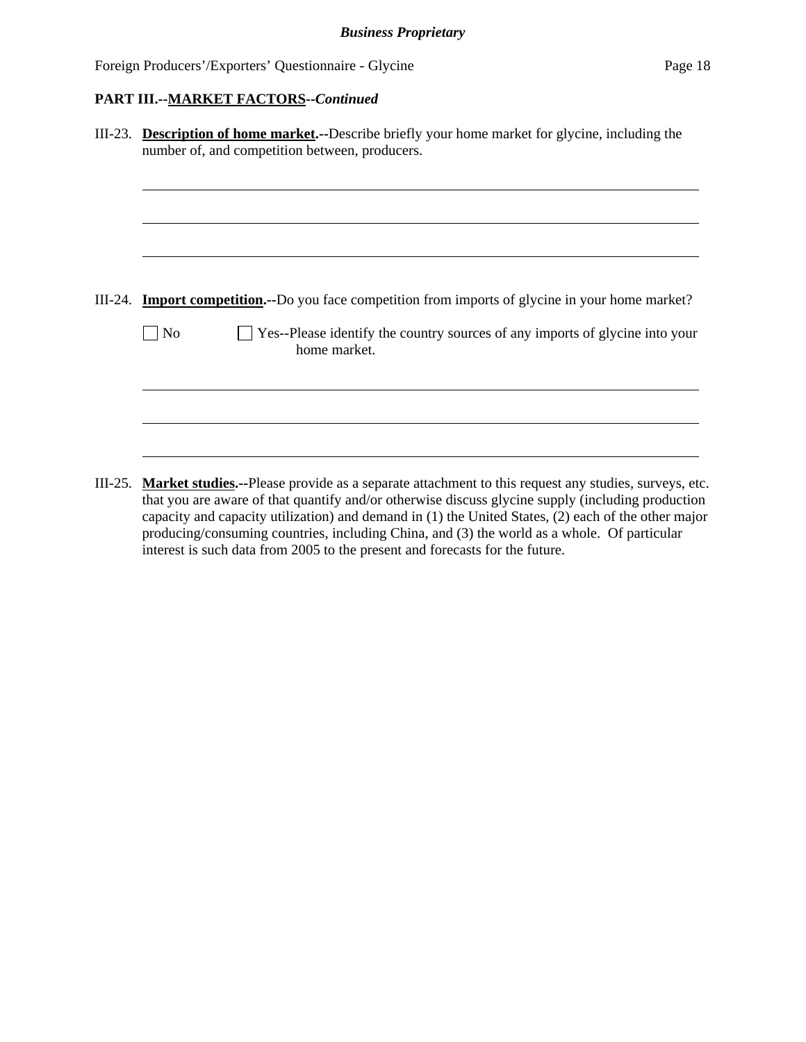**PART III.--MARKET FACTORS--*Continued***

III-23. **Description of home market.--**Describe briefly your home market for glycine, including the number of, and competition between, producers.

III-24. **Import competition.--**Do you face competition from imports of glycine in your home market?

☐ No ☐ Yes--Please identify the country sources of any imports of glycine into your home market.

III-25. **Market studies.--**Please provide as a separate attachment to this request any studies, surveys, etc. that you are aware of that quantify and/or otherwise discuss glycine supply (including production capacity and capacity utilization) and demand in (1) the United States, (2) each of the other major producing/consuming countries, including China, and (3) the world as a whole. Of particular interest is such data from 2005 to the present and forecasts for the future.